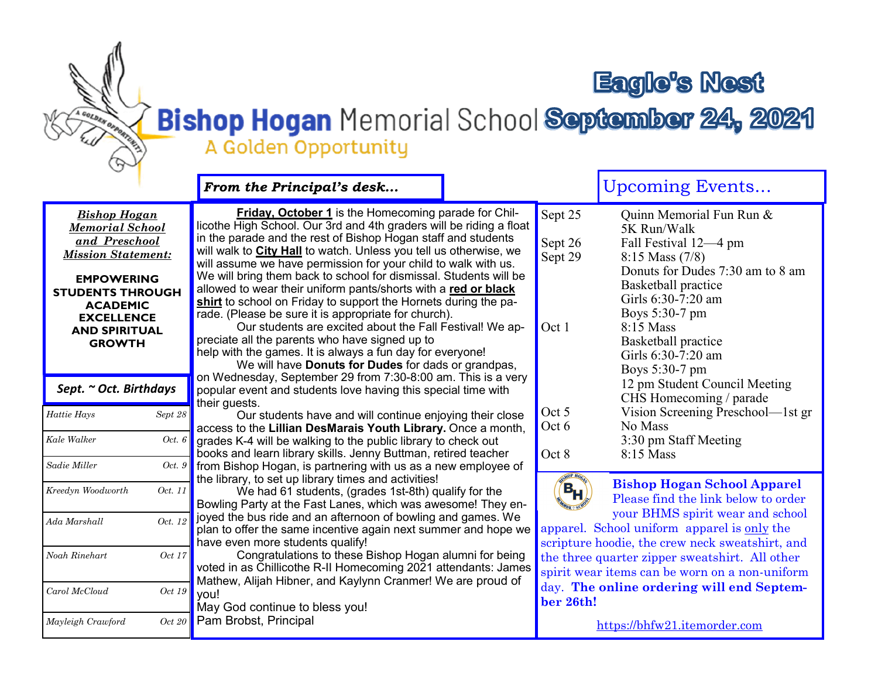# Eagle's Nest

## Bishop Hogan Memorial School — September 24, 2021

A Golden Opportunity

### *Bishop Hogan Memorial School and Preschool Mission Statement:*

**EMPOWERING STUDENTS THROUGH ACADEMIC EXCELLENCE AND SPIRITUAL GROWTH**

### *Sept. ~ Oct. Birthdays*

| Name | Date |
|---|---|
| *Hattie Hays* | *Sept 28* |
| *Kale Walker* | *Oct. 6* |
| *Sadie Miller* | *Oct. 9* |
| *Kreedyn Woodworth* | *Oct. 11* |
| *Ada Marshall* | *Oct. 12* |
| *Noah Rinehart* | *Oct 17* |
| *Carol McCloud* | *Oct 19* |
| *Mayleigh Crawford* | *Oct 20* |

### *From the Principal's desk…*

**Friday, October 1** is the Homecoming parade for Chillicothe High School. Our 3rd and 4th graders will be riding a float in the parade and the rest of Bishop Hogan staff and students will walk to **City Hall** to watch. Unless you tell us otherwise, we will assume we have permission for your child to walk with us. We will bring them back to school for dismissal. Students will be allowed to wear their uniform pants/shorts with a **red or black shirt** to school on Friday to support the Hornets during the parade. (Please be sure it is appropriate for church).

Our students are excited about the Fall Festival! We appreciate all the parents who have signed up to help with the games. It is always a fun day for everyone!

We will have **Donuts for Dudes** for dads or grandpas, on Wednesday, September 29 from 7:30-8:00 am. This is a very popular event and students love having this special time with their guests.

Our students have and will continue enjoying their close access to the **Lillian DesMarais Youth Library.** Once a month, grades K-4 will be walking to the public library to check out books and learn library skills. Jenny Buttman, retired teacher from Bishop Hogan, is partnering with us as a new employee of the library, to set up library times and activities!

We had 61 students, (grades 1st-8th) qualify for the Bowling Party at the Fast Lanes, which was awesome! They enjoyed the bus ride and an afternoon of bowling and games. We plan to offer the same incentive again next summer and hope we have even more students qualify!

Congratulations to these Bishop Hogan alumni for being voted in as Chillicothe R-II Homecoming 2021 attendants: James Mathew, Alijah Hibner, and Kaylynn Cranmer! We are proud of you!

May God continue to bless you!
Pam Brobst, Principal

### Upcoming Events…

| Date | Event |
|---|---|
| Sept 25 | Quinn Memorial Fun Run & 5K Run/Walk |
| Sept 26 | Fall Festival 12—4 pm |
| Sept 29 | 8:15 Mass (7/8)<br>Donuts for Dudes 7:30 am to 8 am<br>Basketball practice<br>Girls 6:30-7:20 am<br>Boys 5:30-7 pm |
| Oct 1 | 8:15 Mass<br>Basketball practice<br>Girls 6:30-7:20 am<br>Boys 5:30-7 pm<br>12 pm Student Council Meeting<br>CHS Homecoming / parade |
| Oct 5 | Vision Screening Preschool—1st gr |
| Oct 6 | No Mass<br>3:30 pm Staff Meeting |
| Oct 8 | 8:15 Mass |

### Bishop Hogan School Apparel

Please find the link below to order your BHMS spirit wear and school apparel. School uniform apparel is only the scripture hoodie, the crew neck sweatshirt, and the three quarter zipper sweatshirt. All other spirit wear items can be worn on a non-uniform day. **The online ordering will end September 26th!**

https://bhfw21.itemorder.com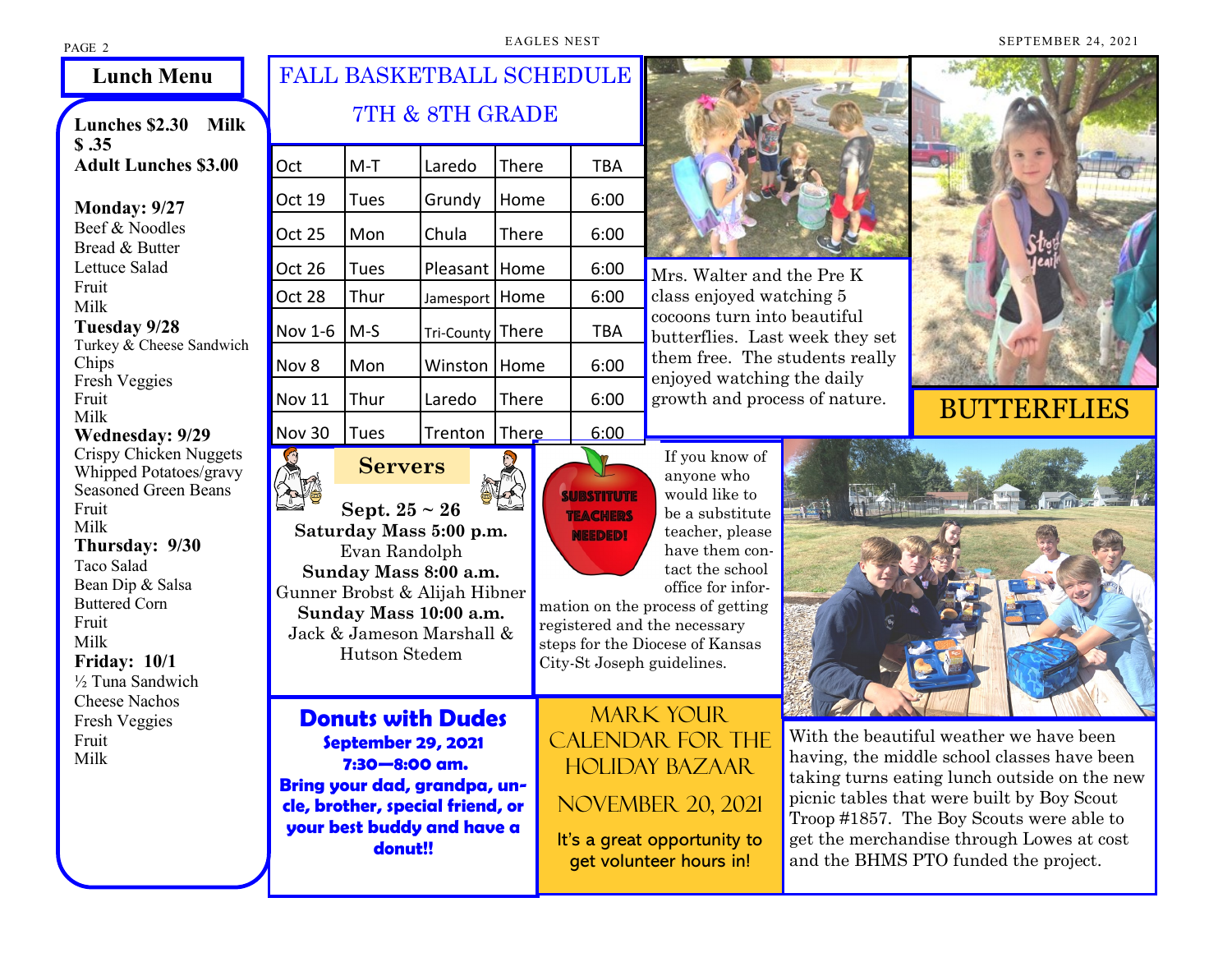## Lunch Menu

**Lunches $2.30 Milk $ .35**
**Adult Lunches $3.00**

**Monday: 9/27**
Beef & Noodles
Bread & Butter
Lettuce Salad
Fruit
Milk

**Tuesday 9/28**
Turkey & Cheese Sandwich
Chips
Fresh Veggies
Fruit
Milk

**Wednesday: 9/29**
Crispy Chicken Nuggets
Whipped Potatoes/gravy
Seasoned Green Beans
Fruit
Milk

**Thursday: 9/30**
Taco Salad
Bean Dip & Salsa
Buttered Corn
Fruit
Milk

**Friday: 10/1**
½ Tuna Sandwich
Cheese Nachos
Fresh Veggies
Fruit
Milk

## FALL BASKETBALL SCHEDULE 7TH & 8TH GRADE

| | | | | |
|---|---|---|---|---|
| Oct | M-T | Laredo | There | TBA |
| Oct 19 | Tues | Grundy | Home | 6:00 |
| Oct 25 | Mon | Chula | There | 6:00 |
| Oct 26 | Tues | Pleasant | Home | 6:00 |
| Oct 28 | Thur | Jamesport | Home | 6:00 |
| Nov 1-6 | M-S | Tri-County | There | TBA |
| Nov 8 | Mon | Winston | Home | 6:00 |
| Nov 11 | Thur | Laredo | There | 6:00 |
| Nov 30 | Tues | Trenton | There | 6:00 |

## BUTTERFLIES

Mrs. Walter and the Pre K class enjoyed watching 5 cocoons turn into beautiful butterflies. Last week they set them free. The students really enjoyed watching the daily growth and process of nature.

## Servers

**Sept. 25 ~ 26**
**Saturday Mass 5:00 p.m.**
Evan Randolph
**Sunday Mass 8:00 a.m.**
Gunner Brobst & Alijah Hibner
**Sunday Mass 10:00 a.m.**
Jack & Jameson Marshall & Hutson Stedem

**SUBSTITUTE TEACHERS NEEDED!**

If you know of anyone who would like to be a substitute teacher, please have them contact the school office for information on the process of getting registered and the necessary steps for the Diocese of Kansas City-St Joseph guidelines.

With the beautiful weather we have been having, the middle school classes have been taking turns eating lunch outside on the new picnic tables that were built by Boy Scout Troop #1857. The Boy Scouts were able to get the merchandise through Lowes at cost and the BHMS PTO funded the project.

## Donuts with Dudes

**September 29, 2021**
**7:30—8:00 am.**
**Bring your dad, grandpa, uncle, brother, special friend, or your best buddy and have a donut!!**

## MARK YOUR CALENDAR FOR THE HOLIDAY BAZAAR

NOVEMBER 20, 2021

It's a great opportunity to get volunteer hours in!